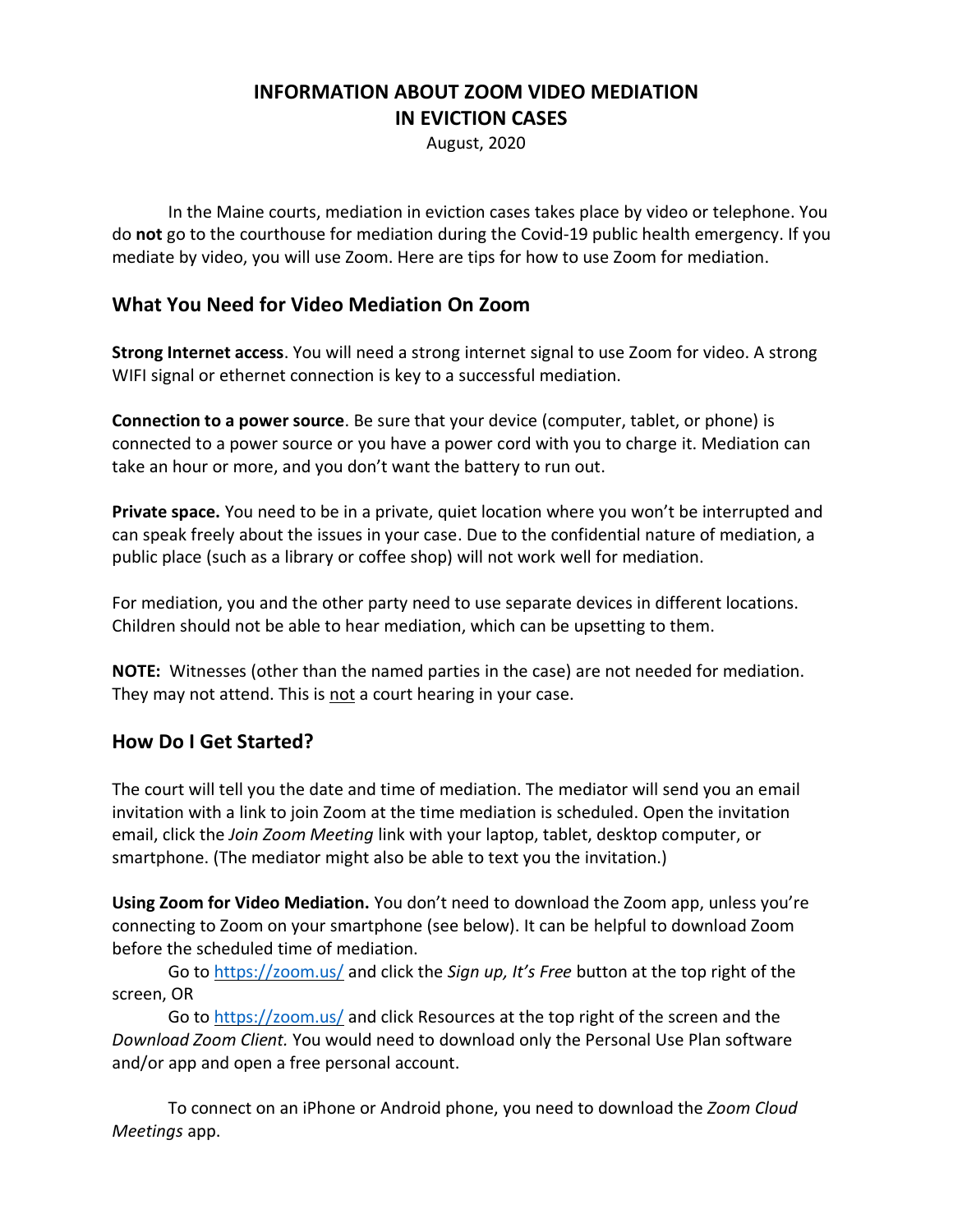# INFORMATION ABOUT ZOOM VIDEO MEDIATION IN EVICTION CASES

August, 2020

In the Maine courts, mediation in eviction cases takes place by video or telephone. You do **not** go to the courthouse for mediation during the Covid-19 public health emergency. If you mediate by video, you will use Zoom. Here are tips for how to use Zoom for mediation.

## What You Need for Video Mediation On Zoom

**Strong Internet access**. You will need a strong internet signal to use Zoom for video. A strong WIFI signal or ethernet connection is key to a successful mediation.

**Connection to a power source**. Be sure that your device (computer, tablet, or phone) is connected to a power source or you have a power cord with you to charge it. Mediation can take an hour or more, and you don't want the battery to run out.

**Private space.** You need to be in a private, quiet location where you won't be interrupted and can speak freely about the issues in your case. Due to the confidential nature of mediation, a public place (such as a library or coffee shop) will not work well for mediation.

For mediation, you and the other party need to use separate devices in different locations. Children should not be able to hear mediation, which can be upsetting to them.

**NOTE:** Witnesses (other than the named parties in the case) are not needed for mediation. They may not attend. This is <u>not</u> a court hearing in your case.

## How Do I Get Started?

The court will tell you the date and time of mediation. The mediator will send you an email invitation with a link to join Zoom at the time mediation is scheduled. Open the invitation email, click the *Join Zoom Meeting* link with your laptop, tablet, desktop computer, or smartphone. (The mediator might also be able to text you the invitation.)

**Using Zoom for Video Mediation.** You don't need to download the Zoom app, unless you're connecting to Zoom on your smartphone (see below). It can be helpful to download Zoom before the scheduled time of mediation.

Go to https://zoom.us/ and click the *Sign up, It's Free* button at the top right of the screen, OR

Go to https://zoom.us/ and click Resources at the top right of the screen and the *Download Zoom Client.* You would need to download only the Personal Use Plan software and/or app and open a free personal account.

To connect on an iPhone or Android phone, you need to download the *Zoom Cloud Meetings* app.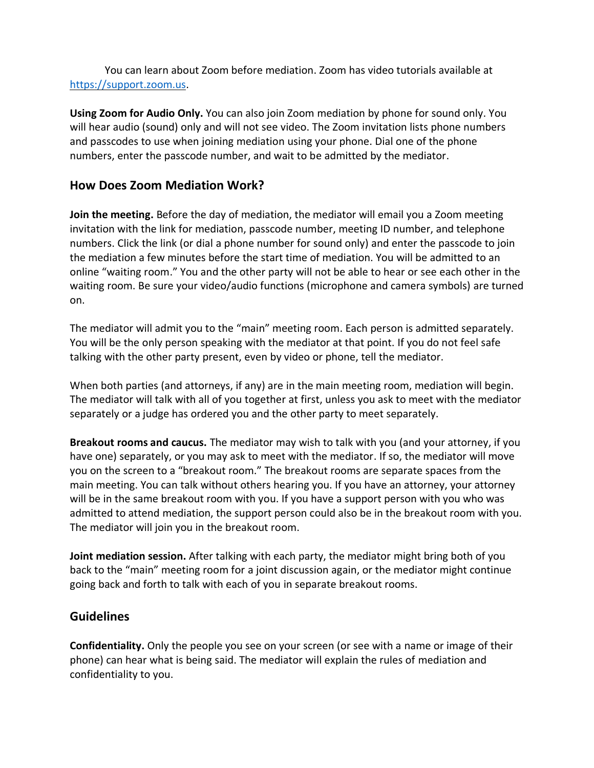You can learn about Zoom before mediation. Zoom has video tutorials available at [https://support.zoom.us](https://support.zoom.us).

**Using Zoom for Audio Only.** You can also join Zoom mediation by phone for sound only. You will hear audio (sound) only and will not see video. The Zoom invitation lists phone numbers and passcodes to use when joining mediation using your phone. Dial one of the phone numbers, enter the passcode number, and wait to be admitted by the mediator.

## How Does Zoom Mediation Work?

**Join the meeting.** Before the day of mediation, the mediator will email you a Zoom meeting invitation with the link for mediation, passcode number, meeting ID number, and telephone numbers. Click the link (or dial a phone number for sound only) and enter the passcode to join the mediation a few minutes before the start time of mediation. You will be admitted to an online "waiting room." You and the other party will not be able to hear or see each other in the waiting room. Be sure your video/audio functions (microphone and camera symbols) are turned on.

The mediator will admit you to the "main" meeting room. Each person is admitted separately. You will be the only person speaking with the mediator at that point. If you do not feel safe talking with the other party present, even by video or phone, tell the mediator.

When both parties (and attorneys, if any) are in the main meeting room, mediation will begin. The mediator will talk with all of you together at first, unless you ask to meet with the mediator separately or a judge has ordered you and the other party to meet separately.

**Breakout rooms and caucus.** The mediator may wish to talk with you (and your attorney, if you have one) separately, or you may ask to meet with the mediator. If so, the mediator will move you on the screen to a "breakout room." The breakout rooms are separate spaces from the main meeting. You can talk without others hearing you. If you have an attorney, your attorney will be in the same breakout room with you. If you have a support person with you who was admitted to attend mediation, the support person could also be in the breakout room with you. The mediator will join you in the breakout room.

**Joint mediation session.** After talking with each party, the mediator might bring both of you back to the "main" meeting room for a joint discussion again, or the mediator might continue going back and forth to talk with each of you in separate breakout rooms.

## Guidelines

**Confidentiality.** Only the people you see on your screen (or see with a name or image of their phone) can hear what is being said. The mediator will explain the rules of mediation and confidentiality to you.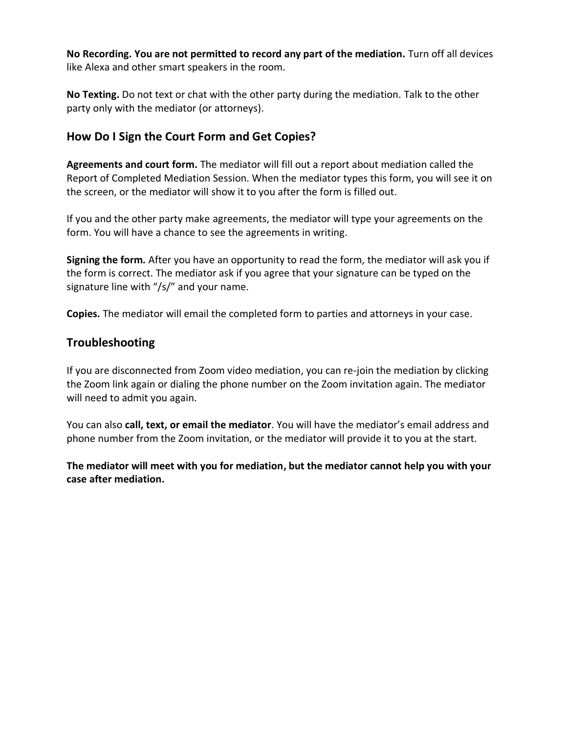**No Recording. You are not permitted to record any part of the mediation.** Turn off all devices like Alexa and other smart speakers in the room.

**No Texting.** Do not text or chat with the other party during the mediation. Talk to the other party only with the mediator (or attorneys).

## How Do I Sign the Court Form and Get Copies?

**Agreements and court form.** The mediator will fill out a report about mediation called the Report of Completed Mediation Session. When the mediator types this form, you will see it on the screen, or the mediator will show it to you after the form is filled out.

If you and the other party make agreements, the mediator will type your agreements on the form. You will have a chance to see the agreements in writing.

**Signing the form.** After you have an opportunity to read the form, the mediator will ask you if the form is correct. The mediator ask if you agree that your signature can be typed on the signature line with "/s/" and your name.

**Copies.** The mediator will email the completed form to parties and attorneys in your case.

## Troubleshooting

If you are disconnected from Zoom video mediation, you can re-join the mediation by clicking the Zoom link again or dialing the phone number on the Zoom invitation again. The mediator will need to admit you again.

You can also **call, text, or email the mediator**. You will have the mediator's email address and phone number from the Zoom invitation, or the mediator will provide it to you at the start.

**The mediator will meet with you for mediation, but the mediator cannot help you with your case after mediation.**